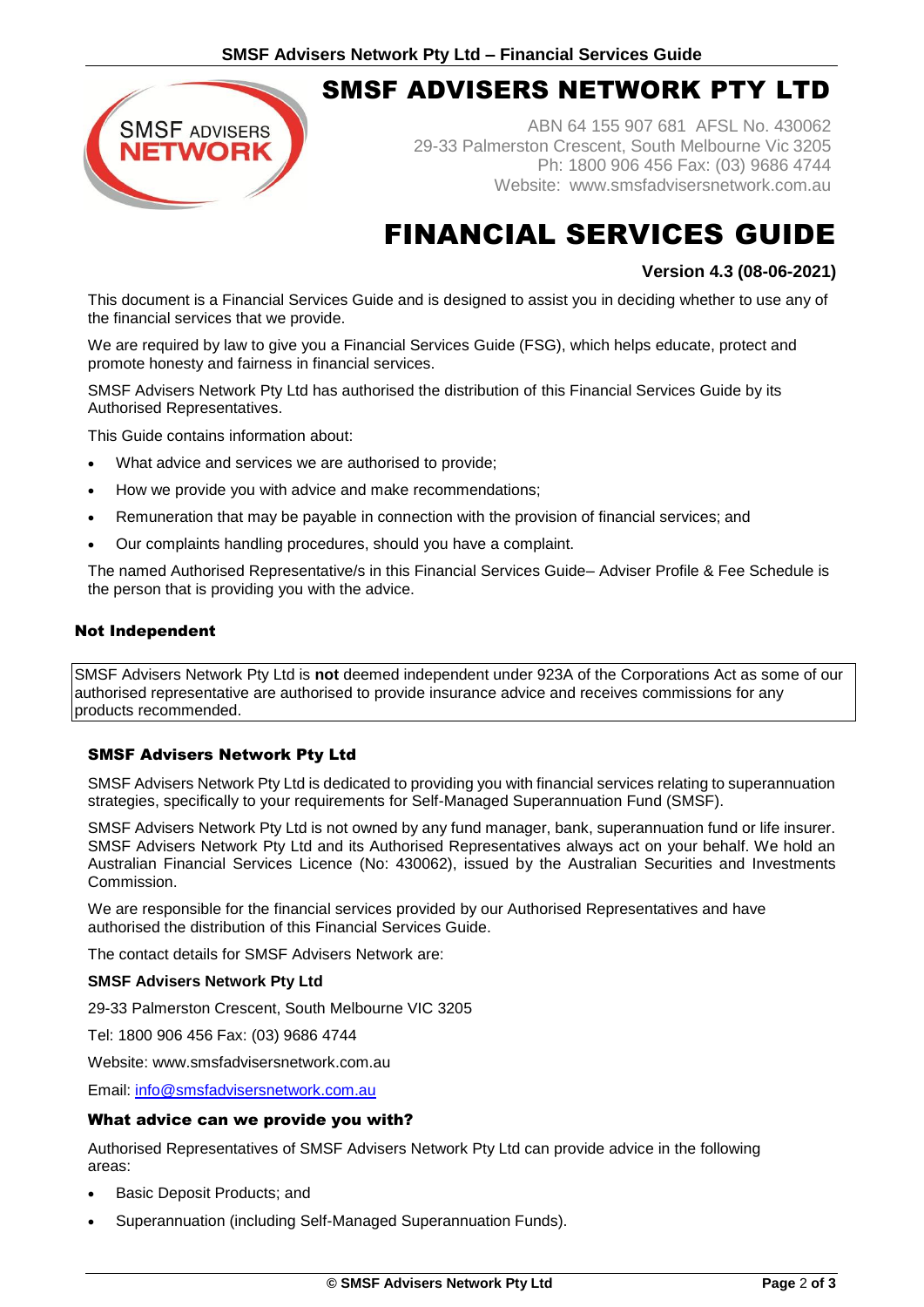# SMSF ADVISERS NETWORK PTY LTD

ABN 64 155 907 681 AFSL No. 430062
29-33 Palmerston Crescent, South Melbourne Vic 3205
Ph: 1800 906 456 Fax: (03) 9686 4744
Website: www.smsfadvisersnetwork.com.au

# FINANCIAL SERVICES GUIDE

**Version 4.3 (08-06-2021)**

This document is a Financial Services Guide and is designed to assist you in deciding whether to use any of the financial services that we provide.

We are required by law to give you a Financial Services Guide (FSG), which helps educate, protect and promote honesty and fairness in financial services.

SMSF Advisers Network Pty Ltd has authorised the distribution of this Financial Services Guide by its Authorised Representatives.

This Guide contains information about:

- What advice and services we are authorised to provide;
- How we provide you with advice and make recommendations;
- Remuneration that may be payable in connection with the provision of financial services; and
- Our complaints handling procedures, should you have a complaint.

The named Authorised Representative/s in this Financial Services Guide– Adviser Profile & Fee Schedule is the person that is providing you with the advice.

## Not Independent

SMSF Advisers Network Pty Ltd is **not** deemed independent under 923A of the Corporations Act as some of our authorised representative are authorised to provide insurance advice and receives commissions for any products recommended.

## SMSF Advisers Network Pty Ltd

SMSF Advisers Network Pty Ltd is dedicated to providing you with financial services relating to superannuation strategies, specifically to your requirements for Self-Managed Superannuation Fund (SMSF).

SMSF Advisers Network Pty Ltd is not owned by any fund manager, bank, superannuation fund or life insurer. SMSF Advisers Network Pty Ltd and its Authorised Representatives always act on your behalf. We hold an Australian Financial Services Licence (No: 430062), issued by the Australian Securities and Investments Commission.

We are responsible for the financial services provided by our Authorised Representatives and have authorised the distribution of this Financial Services Guide.

The contact details for SMSF Advisers Network are:

**SMSF Advisers Network Pty Ltd**

29-33 Palmerston Crescent, South Melbourne VIC 3205

Tel: 1800 906 456 Fax: (03) 9686 4744

Website: www.smsfadvisersnetwork.com.au

Email: info@smsfadvisersnetwork.com.au

## What advice can we provide you with?

Authorised Representatives of SMSF Advisers Network Pty Ltd can provide advice in the following areas:

- Basic Deposit Products; and
- Superannuation (including Self-Managed Superannuation Funds).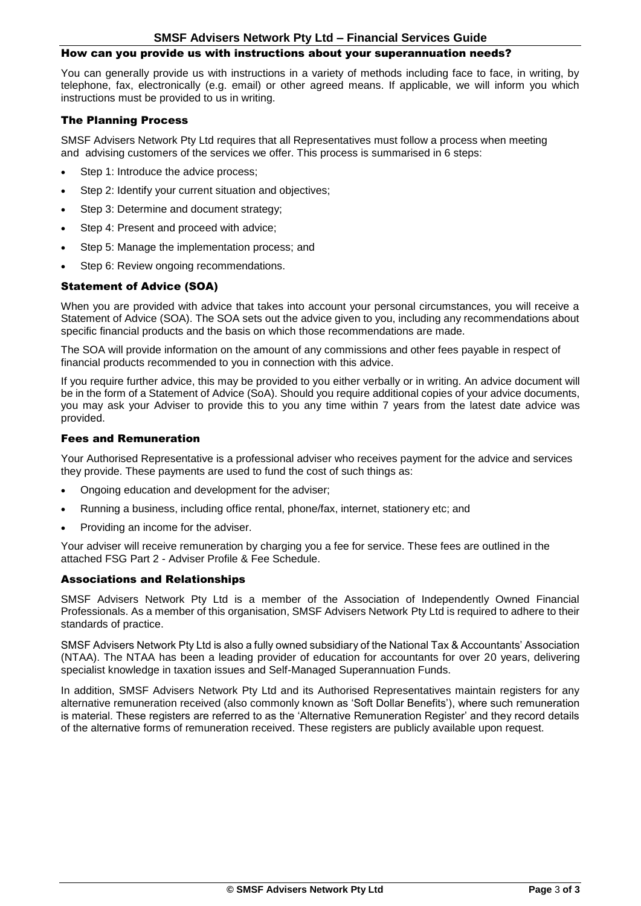## How can you provide us with instructions about your superannuation needs?

You can generally provide us with instructions in a variety of methods including face to face, in writing, by telephone, fax, electronically (e.g. email) or other agreed means. If applicable, we will inform you which instructions must be provided to us in writing.

## The Planning Process

SMSF Advisers Network Pty Ltd requires that all Representatives must follow a process when meeting and advising customers of the services we offer. This process is summarised in 6 steps:

- Step 1: Introduce the advice process;
- Step 2: Identify your current situation and objectives;
- Step 3: Determine and document strategy;
- Step 4: Present and proceed with advice;
- Step 5: Manage the implementation process; and
- Step 6: Review ongoing recommendations.

## Statement of Advice (SOA)

When you are provided with advice that takes into account your personal circumstances, you will receive a Statement of Advice (SOA). The SOA sets out the advice given to you, including any recommendations about specific financial products and the basis on which those recommendations are made.

The SOA will provide information on the amount of any commissions and other fees payable in respect of financial products recommended to you in connection with this advice.

If you require further advice, this may be provided to you either verbally or in writing. An advice document will be in the form of a Statement of Advice (SoA). Should you require additional copies of your advice documents, you may ask your Adviser to provide this to you any time within 7 years from the latest date advice was provided.

## Fees and Remuneration

Your Authorised Representative is a professional adviser who receives payment for the advice and services they provide. These payments are used to fund the cost of such things as:

- Ongoing education and development for the adviser;
- Running a business, including office rental, phone/fax, internet, stationery etc; and
- Providing an income for the adviser.

Your adviser will receive remuneration by charging you a fee for service. These fees are outlined in the attached FSG Part 2 - Adviser Profile & Fee Schedule.

## Associations and Relationships

SMSF Advisers Network Pty Ltd is a member of the Association of Independently Owned Financial Professionals. As a member of this organisation, SMSF Advisers Network Pty Ltd is required to adhere to their standards of practice.

SMSF Advisers Network Pty Ltd is also a fully owned subsidiary of the National Tax & Accountants' Association (NTAA). The NTAA has been a leading provider of education for accountants for over 20 years, delivering specialist knowledge in taxation issues and Self-Managed Superannuation Funds.

In addition, SMSF Advisers Network Pty Ltd and its Authorised Representatives maintain registers for any alternative remuneration received (also commonly known as 'Soft Dollar Benefits'), where such remuneration is material. These registers are referred to as the 'Alternative Remuneration Register' and they record details of the alternative forms of remuneration received. These registers are publicly available upon request.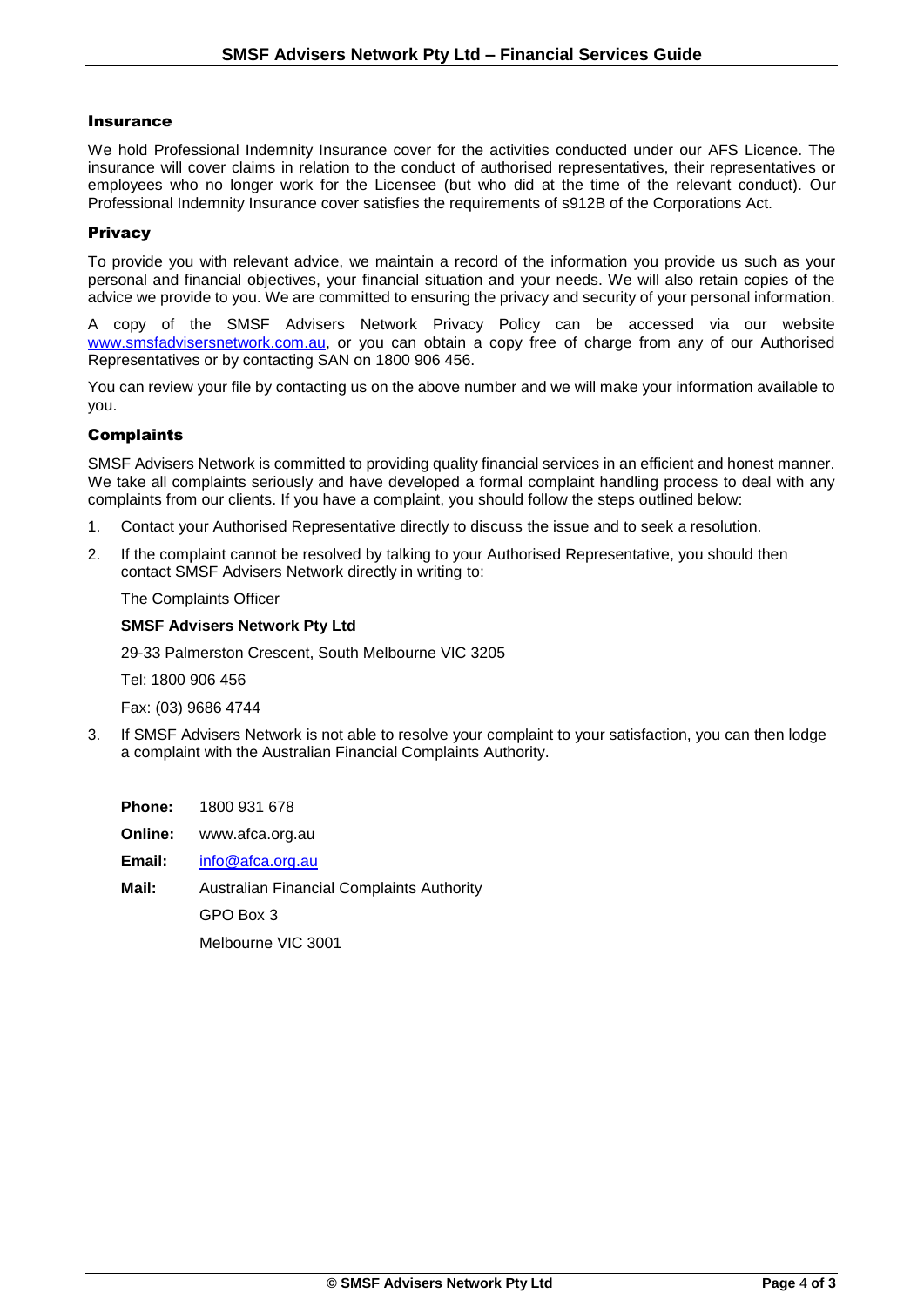## Insurance

We hold Professional Indemnity Insurance cover for the activities conducted under our AFS Licence. The insurance will cover claims in relation to the conduct of authorised representatives, their representatives or employees who no longer work for the Licensee (but who did at the time of the relevant conduct). Our Professional Indemnity Insurance cover satisfies the requirements of s912B of the Corporations Act.

## Privacy

To provide you with relevant advice, we maintain a record of the information you provide us such as your personal and financial objectives, your financial situation and your needs. We will also retain copies of the advice we provide to you. We are committed to ensuring the privacy and security of your personal information.

A copy of the SMSF Advisers Network Privacy Policy can be accessed via our website www.smsfadvisersnetwork.com.au, or you can obtain a copy free of charge from any of our Authorised Representatives or by contacting SAN on 1800 906 456.

You can review your file by contacting us on the above number and we will make your information available to you.

## Complaints

SMSF Advisers Network is committed to providing quality financial services in an efficient and honest manner. We take all complaints seriously and have developed a formal complaint handling process to deal with any complaints from our clients. If you have a complaint, you should follow the steps outlined below:

1. Contact your Authorised Representative directly to discuss the issue and to seek a resolution.
2. If the complaint cannot be resolved by talking to your Authorised Representative, you should then contact SMSF Advisers Network directly in writing to:

   The Complaints Officer

   **SMSF Advisers Network Pty Ltd**

   29-33 Palmerston Crescent, South Melbourne VIC 3205

   Tel: 1800 906 456

   Fax: (03) 9686 4744

3. If SMSF Advisers Network is not able to resolve your complaint to your satisfaction, you can then lodge a complaint with the Australian Financial Complaints Authority.

   **Phone:** 1800 931 678

   **Online:** www.afca.org.au

   **Email:** info@afca.org.au

   **Mail:** Australian Financial Complaints Authority
   GPO Box 3
   Melbourne VIC 3001